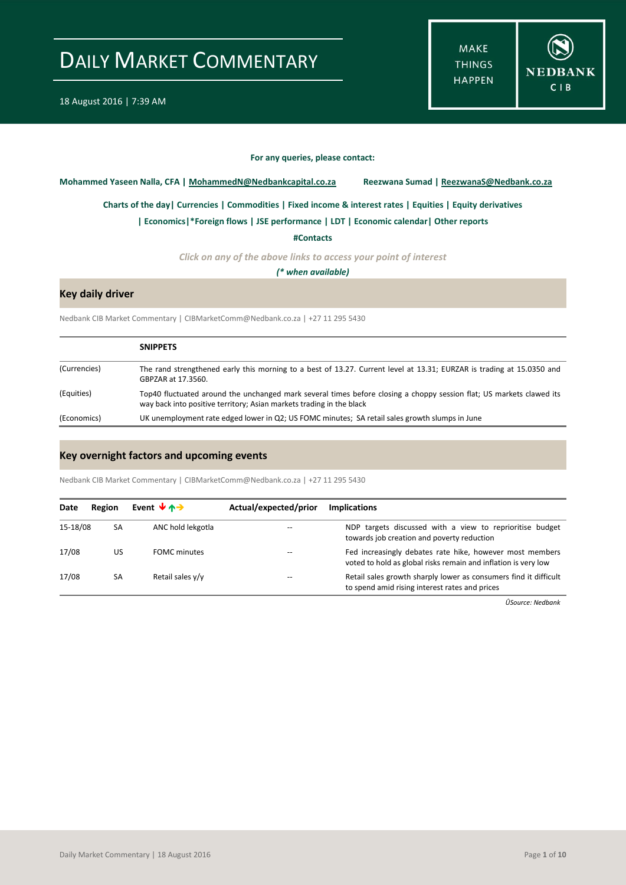# DAILY MARKET COMMENTARY

18 August 2016 | 7:39 AM

MAKE THINGS HAPPEN

NEDBANK CIB

**For any queries, please contact:**

**Mohammed Yaseen Nalla, CFA | MohammedN@Nedbankcapital.co.za** **Reezwana Sumad | ReezwanaS@Nedbank.co.za**

**Charts of the day| Currencies | Commodities | Fixed income & interest rates | Equities | Equity derivatives**

**| Economics|*Foreign flows | JSE performance | LDT | Economic calendar| Other reports**

**#Contacts**

*Click on any of the above links to access your point of interest*

*(* when available)*

## Key daily driver

Nedbank CIB Market Commentary | CIBMarketComm@Nedbank.co.za | +27 11 295 5430

| | SNIPPETS |
|---|---|
| (Currencies) | The rand strengthened early this morning to a best of 13.27. Current level at 13.31; EURZAR is trading at 15.0350 and GBPZAR at 17.3560. |
| (Equities) | Top40 fluctuated around the unchanged mark several times before closing a choppy session flat; US markets clawed its way back into positive territory; Asian markets trading in the black |
| (Economics) | UK unemployment rate edged lower in Q2; US FOMC minutes; SA retail sales growth slumps in June |

## Key overnight factors and upcoming events

Nedbank CIB Market Commentary | CIBMarketComm@Nedbank.co.za | +27 11 295 5430

| Date | Region | Event | Actual/expected/prior | Implications |
|---|---|---|---|---|
| 15-18/08 | SA | ANC hold lekgotla | -- | NDP targets discussed with a view to reprioritise budget towards job creation and poverty reduction |
| 17/08 | US | FOMC minutes | -- | Fed increasingly debates rate hike, however most members voted to hold as global risks remain and inflation is very low |
| 17/08 | SA | Retail sales y/y | -- | Retail sales growth sharply lower as consumers find it difficult to spend amid rising interest rates and prices |

*Source: Nedbank*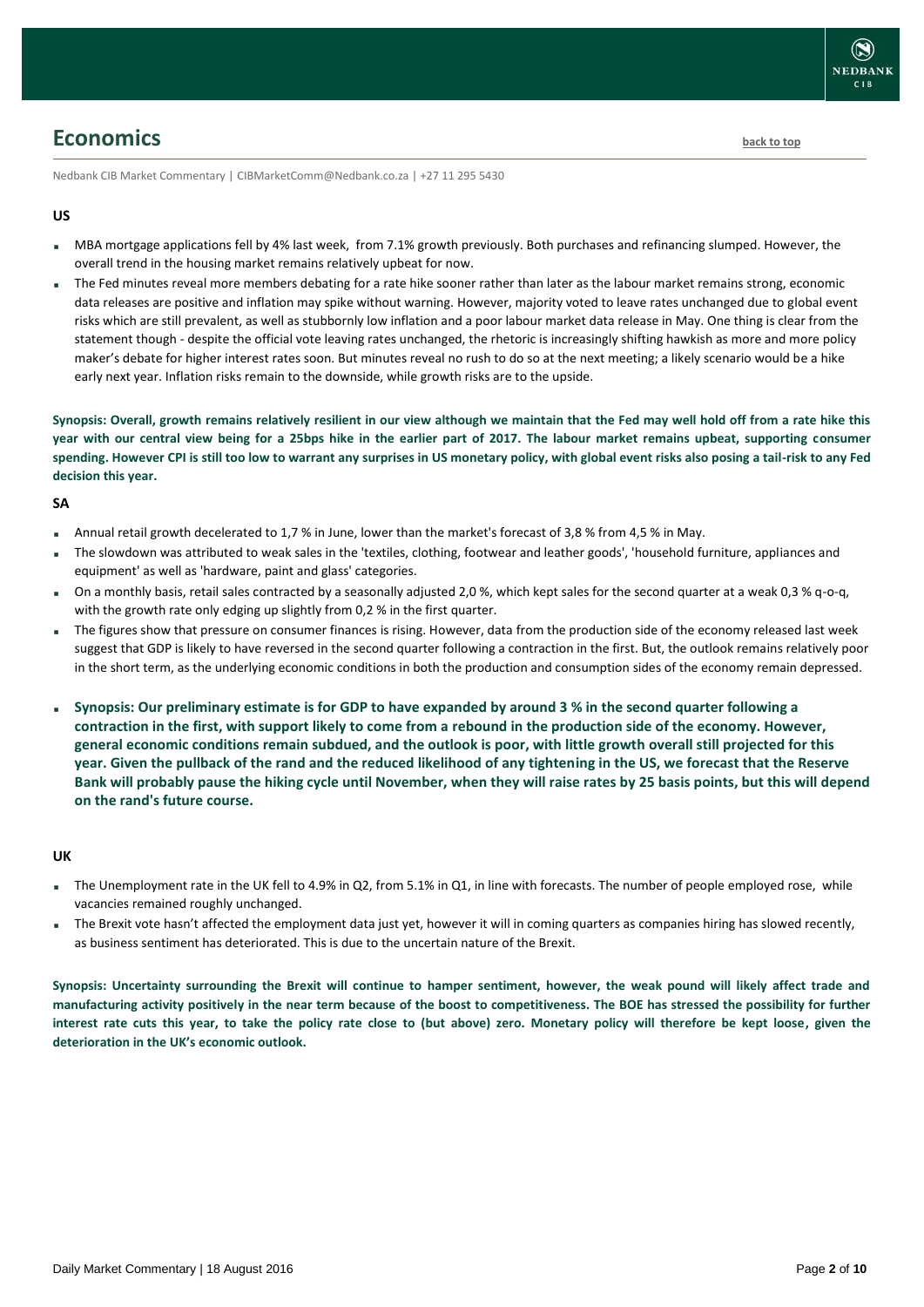# Economics

Nedbank CIB Market Commentary | CIBMarketComm@Nedbank.co.za | +27 11 295 5430

## US

- MBA mortgage applications fell by 4% last week, from 7.1% growth previously. Both purchases and refinancing slumped. However, the overall trend in the housing market remains relatively upbeat for now.
- The Fed minutes reveal more members debating for a rate hike sooner rather than later as the labour market remains strong, economic data releases are positive and inflation may spike without warning. However, majority voted to leave rates unchanged due to global event risks which are still prevalent, as well as stubbornly low inflation and a poor labour market data release in May. One thing is clear from the statement though - despite the official vote leaving rates unchanged, the rhetoric is increasingly shifting hawkish as more and more policy maker's debate for higher interest rates soon. But minutes reveal no rush to do so at the next meeting; a likely scenario would be a hike early next year. Inflation risks remain to the downside, while growth risks are to the upside.

**Synopsis: Overall, growth remains relatively resilient in our view although we maintain that the Fed may well hold off from a rate hike this year with our central view being for a 25bps hike in the earlier part of 2017. The labour market remains upbeat, supporting consumer spending. However CPI is still too low to warrant any surprises in US monetary policy, with global event risks also posing a tail-risk to any Fed decision this year.**

## SA

- Annual retail growth decelerated to 1,7 % in June, lower than the market's forecast of 3,8 % from 4,5 % in May.
- The slowdown was attributed to weak sales in the 'textiles, clothing, footwear and leather goods', 'household furniture, appliances and equipment' as well as 'hardware, paint and glass' categories.
- On a monthly basis, retail sales contracted by a seasonally adjusted 2,0 %, which kept sales for the second quarter at a weak 0,3 % q-o-q, with the growth rate only edging up slightly from 0,2 % in the first quarter.
- The figures show that pressure on consumer finances is rising. However, data from the production side of the economy released last week suggest that GDP is likely to have reversed in the second quarter following a contraction in the first. But, the outlook remains relatively poor in the short term, as the underlying economic conditions in both the production and consumption sides of the economy remain depressed.
- **Synopsis: Our preliminary estimate is for GDP to have expanded by around 3 % in the second quarter following a contraction in the first, with support likely to come from a rebound in the production side of the economy. However, general economic conditions remain subdued, and the outlook is poor, with little growth overall still projected for this year. Given the pullback of the rand and the reduced likelihood of any tightening in the US, we forecast that the Reserve Bank will probably pause the hiking cycle until November, when they will raise rates by 25 basis points, but this will depend on the rand's future course.**

## UK

- The Unemployment rate in the UK fell to 4.9% in Q2, from 5.1% in Q1, in line with forecasts. The number of people employed rose, while vacancies remained roughly unchanged.
- The Brexit vote hasn't affected the employment data just yet, however it will in coming quarters as companies hiring has slowed recently, as business sentiment has deteriorated. This is due to the uncertain nature of the Brexit.

**Synopsis: Uncertainty surrounding the Brexit will continue to hamper sentiment, however, the weak pound will likely affect trade and manufacturing activity positively in the near term because of the boost to competitiveness. The BOE has stressed the possibility for further interest rate cuts this year, to take the policy rate close to (but above) zero. Monetary policy will therefore be kept loose, given the deterioration in the UK's economic outlook.**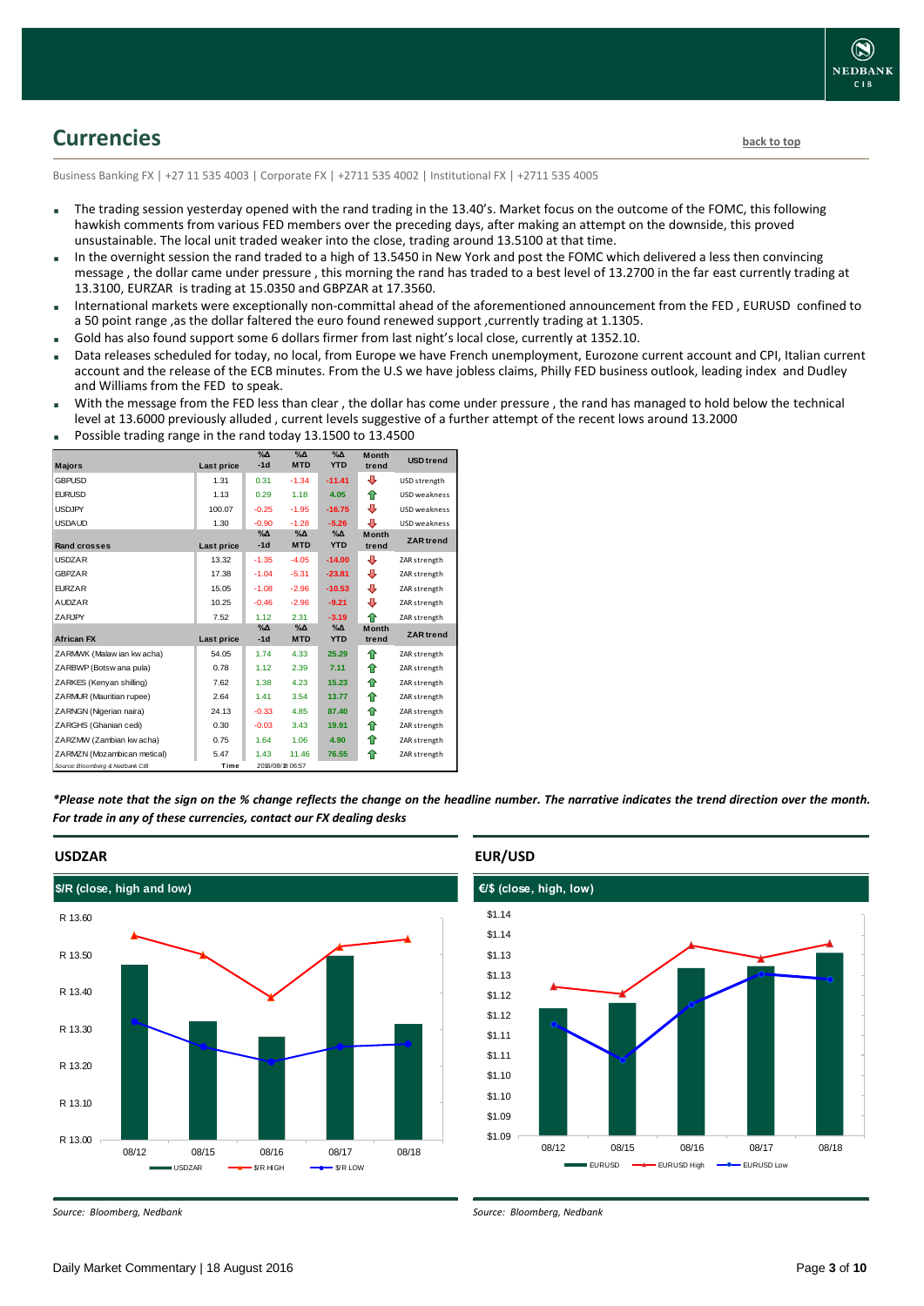## Currencies

back to top

Business Banking FX | +27 11 535 4003 | Corporate FX | +2711 535 4002 | Institutional FX | +2711 535 4005

- The trading session yesterday opened with the rand trading in the 13.40's. Market focus on the outcome of the FOMC, this following hawkish comments from various FED members over the preceding days, after making an attempt on the downside, this proved unsustainable. The local unit traded weaker into the close, trading around 13.5100 at that time.
- In the overnight session the rand traded to a high of 13.5450 in New York and post the FOMC which delivered a less then convincing message , the dollar came under pressure , this morning the rand has traded to a best level of 13.2700 in the far east currently trading at 13.3100, EURZAR is trading at 15.0350 and GBPZAR at 17.3560.
- International markets were exceptionally non-committal ahead of the aforementioned announcement from the FED , EURUSD confined to a 50 point range ,as the dollar faltered the euro found renewed support ,currently trading at 1.1305.
- Gold has also found support some 6 dollars firmer from last night's local close, currently at 1352.10.
- Data releases scheduled for today, no local, from Europe we have French unemployment, Eurozone current account and CPI, Italian current account and the release of the ECB minutes. From the U.S we have jobless claims, Philly FED business outlook, leading index and Dudley and Williams from the FED to speak.
- With the message from the FED less than clear , the dollar has come under pressure , the rand has managed to hold below the technical level at 13.6000 previously alluded , current levels suggestive of a further attempt of the recent lows around 13.2000
- Possible trading range in the rand today 13.1500 to 13.4500

| Majors | Last price | %Δ -1d | %Δ MTD | %Δ YTD | Month trend | USD trend |
|---|---|---|---|---|---|---|
| GBPUSD | 1.31 | 0.31 | -1.34 | -11.41 | ⇩ | USD strength |
| EURUSD | 1.13 | 0.29 | 1.18 | 4.05 | ⇧ | USD weakness |
| USDJPY | 100.07 | -0.25 | -1.95 | -16.75 | ⇩ | USD weakness |
| USDAUD | 1.30 | -0.90 | -1.28 | -5.26 | ⇩ | USD weakness |
| **Rand crosses** | **Last price** | **%Δ -1d** | **%Δ MTD** | **%Δ YTD** | **Month trend** | **ZAR trend** |
| USDZAR | 13.32 | -1.35 | -4.05 | -14.00 | ⇩ | ZAR strength |
| GBPZAR | 17.38 | -1.04 | -5.31 | -23.81 | ⇩ | ZAR strength |
| EURZAR | 15.05 | -1.08 | -2.96 | -10.53 | ⇩ | ZAR strength |
| AUDZAR | 10.25 | -0.46 | -2.96 | -9.21 | ⇩ | ZAR strength |
| ZARJPY | 7.52 | 1.12 | 2.31 | -3.19 | ⇧ | ZAR strength |
| **African FX** | **Last price** | **%Δ -1d** | **%Δ MTD** | **%Δ YTD** | **Month trend** | **ZAR trend** |
| ZARMWK (Malawian kwacha) | 54.05 | 1.74 | 4.33 | 25.29 | ⇧ | ZAR strength |
| ZARBWP (Botswana pula) | 0.78 | 1.12 | 2.39 | 7.11 | ⇧ | ZAR strength |
| ZARKES (Kenyan shilling) | 7.62 | 1.38 | 4.23 | 15.23 | ⇧ | ZAR strength |
| ZARMUR (Mauritian rupee) | 2.64 | 1.41 | 3.54 | 13.77 | ⇧ | ZAR strength |
| ZARNGN (Nigerian naira) | 24.13 | -0.33 | 4.85 | 87.40 | ⇧ | ZAR strength |
| ZARGHS (Ghanian cedi) | 0.30 | -0.03 | 3.43 | 19.91 | ⇧ | ZAR strength |
| ZARZMW (Zambian kwacha) | 0.75 | 1.64 | 1.06 | 4.90 | ⇧ | ZAR strength |
| ZARMZN (Mozambican metical) | 5.47 | 1.43 | 11.46 | 76.55 | ⇧ | ZAR strength |
| Source: Bloomberg & Nedbank CIB | Time | 2016/08/18 06:57 | | | | |

***Please note that the sign on the % change reflects the change on the headline number. The narrative indicates the trend direction over the month. For trade in any of these currencies, contact our FX dealing desks***

### USDZAR

$/R (close, high and low)

Source: Bloomberg, Nedbank

### EUR/USD

€/$ (close, high, low)

Source: Bloomberg, Nedbank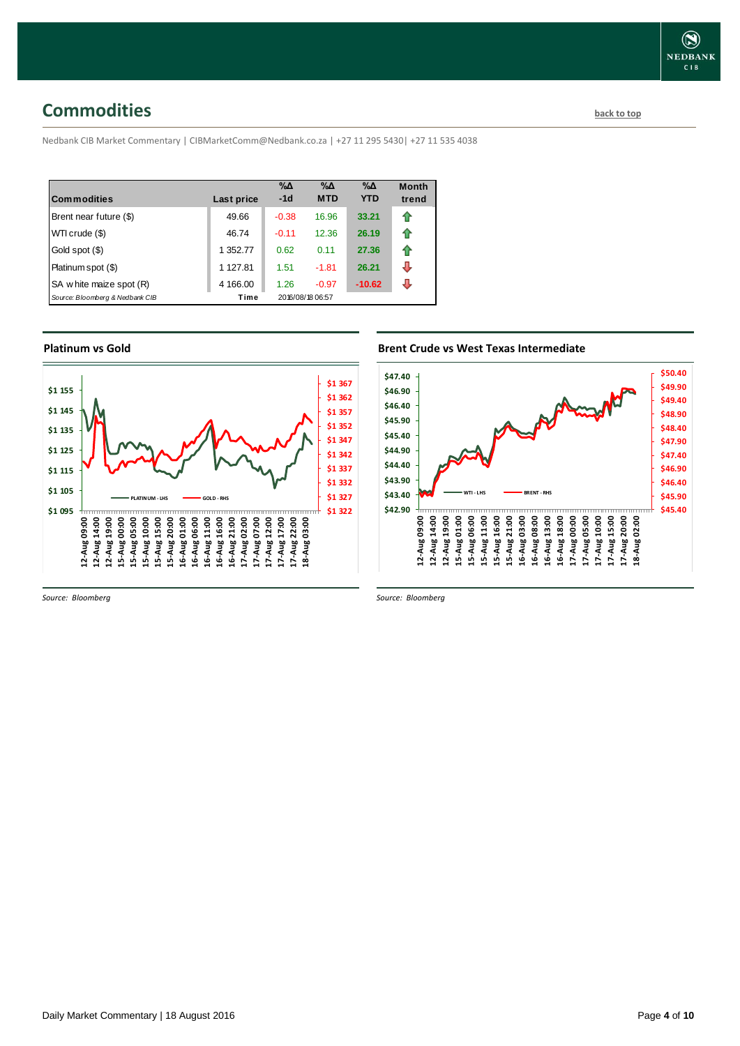## Commodities

back to top

Nedbank CIB Market Commentary | CIBMarketComm@Nedbank.co.za | +27 11 295 5430| +27 11 535 4038

| Commodities | Last price | %Δ -1d | %Δ MTD | %Δ YTD | Month trend |
|---|---|---|---|---|---|
| Brent near future ($) | 49.66 | -0.38 | 16.96 | 33.21 | ⇧ |
| WTI crude ($) | 46.74 | -0.11 | 12.36 | 26.19 | ⇧ |
| Gold spot ($) | 1 352.77 | 0.62 | 0.11 | 27.36 | ⇧ |
| Platinum spot ($) | 1 127.81 | 1.51 | -1.81 | 26.21 | ⇩ |
| SA white maize spot (R) | 4 166.00 | 1.26 | -0.97 | -10.62 | ⇩ |
| *Source: Bloomberg & Nedbank CIB* | Time | 2016/08/18 06:57 | | | |

### Platinum vs Gold

*Source: Bloomberg*

### Brent Crude vs West Texas Intermediate

*Source: Bloomberg*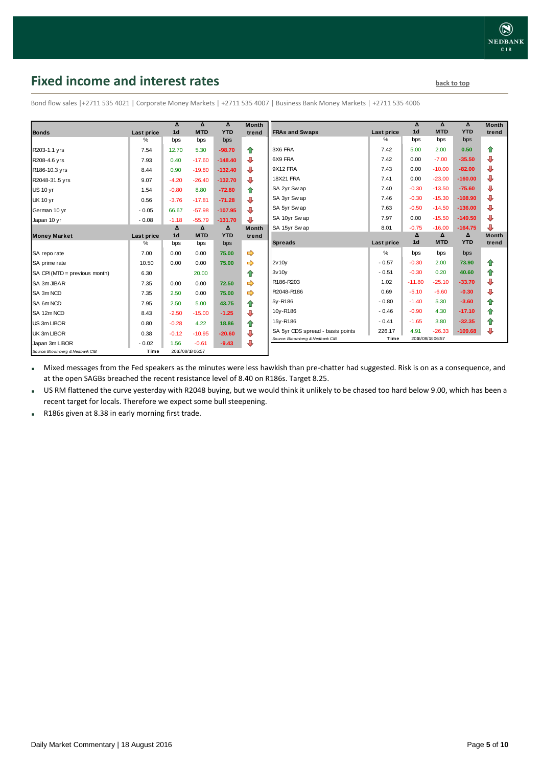## Fixed income and interest rates

back to top

Bond flow sales |+2711 535 4021 | Corporate Money Markets | +2711 535 4007 | Business Bank Money Markets | +2711 535 4006

| Bonds | Last price | Δ 1d | Δ MTD | Δ YTD | Month trend |
|---|---|---|---|---|---|
| | % | bps | bps | bps | |
| R203-1.1 yrs | 7.54 | 12.70 | 5.30 | -98.70 | ⇧ |
| R208-4.6 yrs | 7.93 | 0.40 | -17.60 | -148.40 | ⇩ |
| R186-10.3 yrs | 8.44 | 0.90 | -19.80 | -132.40 | ⇩ |
| R2048-31.5 yrs | 9.07 | -4.20 | -26.40 | -132.70 | ⇩ |
| US 10 yr | 1.54 | -0.80 | 8.80 | -72.80 | ⇧ |
| UK 10 yr | 0.56 | -3.76 | -17.81 | -71.28 | ⇩ |
| German 10 yr | -0.05 | 66.67 | -57.98 | -107.95 | ⇩ |
| Japan 10 yr | -0.08 | -1.18 | -55.79 | -131.70 | ⇩ |

| Money Market | Last price | Δ 1d | Δ MTD | Δ YTD | Month trend |
|---|---|---|---|---|---|
| | % | bps | bps | bps | |
| SA repo rate | 7.00 | 0.00 | 0.00 | 75.00 | ⇨ |
| SA prime rate | 10.50 | 0.00 | 0.00 | 75.00 | ⇨ |
| SA CPI (MTD = previous month) | 6.30 | | 20.00 | | ⇧ |
| SA 3m JIBAR | 7.35 | 0.00 | 0.00 | 72.50 | ⇨ |
| SA 3m NCD | 7.35 | 2.50 | 0.00 | 75.00 | ⇨ |
| SA 6m NCD | 7.95 | 2.50 | 5.00 | 43.75 | ⇧ |
| SA 12m NCD | 8.43 | -2.50 | -15.00 | -1.25 | ⇩ |
| US 3m LIBOR | 0.80 | -0.28 | 4.22 | 18.86 | ⇧ |
| UK 3m LIBOR | 0.38 | -0.12 | -10.95 | -20.60 | ⇩ |
| Japan 3m LIBOR | -0.02 | 1.56 | -0.61 | -9.43 | ⇩ |

Source: Bloomberg & Nedbank CIB — Time: 2016/08/18 06:57

| FRAs and Swaps | Last price | Δ 1d | Δ MTD | Δ YTD | Month trend |
|---|---|---|---|---|---|
| | % | bps | bps | bps | |
| 3X6 FRA | 7.42 | 5.00 | 2.00 | 0.50 | ⇧ |
| 6X9 FRA | 7.42 | 0.00 | -7.00 | -35.50 | ⇩ |
| 9X12 FRA | 7.43 | 0.00 | -10.00 | -82.00 | ⇩ |
| 18X21 FRA | 7.41 | 0.00 | -23.00 | -160.00 | ⇩ |
| SA 2yr Swap | 7.40 | -0.30 | -13.50 | -75.60 | ⇩ |
| SA 3yr Swap | 7.46 | -0.30 | -15.30 | -108.90 | ⇩ |
| SA 5yr Swap | 7.63 | -0.50 | -14.50 | -136.00 | ⇩ |
| SA 10yr Swap | 7.97 | 0.00 | -15.50 | -149.50 | ⇩ |
| SA 15yr Swap | 8.01 | -0.75 | -16.00 | -164.75 | ⇩ |

| Spreads | Last price | Δ 1d | Δ MTD | Δ YTD | Month trend |
|---|---|---|---|---|---|
| | % | bps | bps | bps | |
| 2v10y | -0.57 | -0.30 | 2.00 | 73.90 | ⇧ |
| 3v10y | -0.51 | -0.30 | 0.20 | 40.60 | ⇧ |
| R186-R203 | 1.02 | -11.80 | -25.10 | -33.70 | ⇩ |
| R2048-R186 | 0.69 | -5.10 | -6.60 | -0.30 | ⇩ |
| 5y-R186 | -0.80 | -1.40 | 5.30 | -3.60 | ⇧ |
| 10y-R186 | -0.46 | -0.90 | 4.30 | -17.10 | ⇧ |
| 15y-R186 | -0.41 | -1.65 | 3.80 | -32.35 | ⇧ |
| SA 5yr CDS spread - basis points | 226.17 | 4.91 | -26.33 | -109.68 | ⇩ |

Source: Bloomberg & Nedbank CIB — Time: 2016/08/18 06:57

- Mixed messages from the Fed speakers as the minutes were less hawkish than pre-chatter had suggested. Risk is on as a consequence, and at the open SAGBs breached the recent resistance level of 8.40 on R186s. Target 8.25.
- US RM flattened the curve yesterday with R2048 buying, but we would think it unlikely to be chased too hard below 9.00, which has been a recent target for locals. Therefore we expect some bull steepening.
- R186s given at 8.38 in early morning first trade.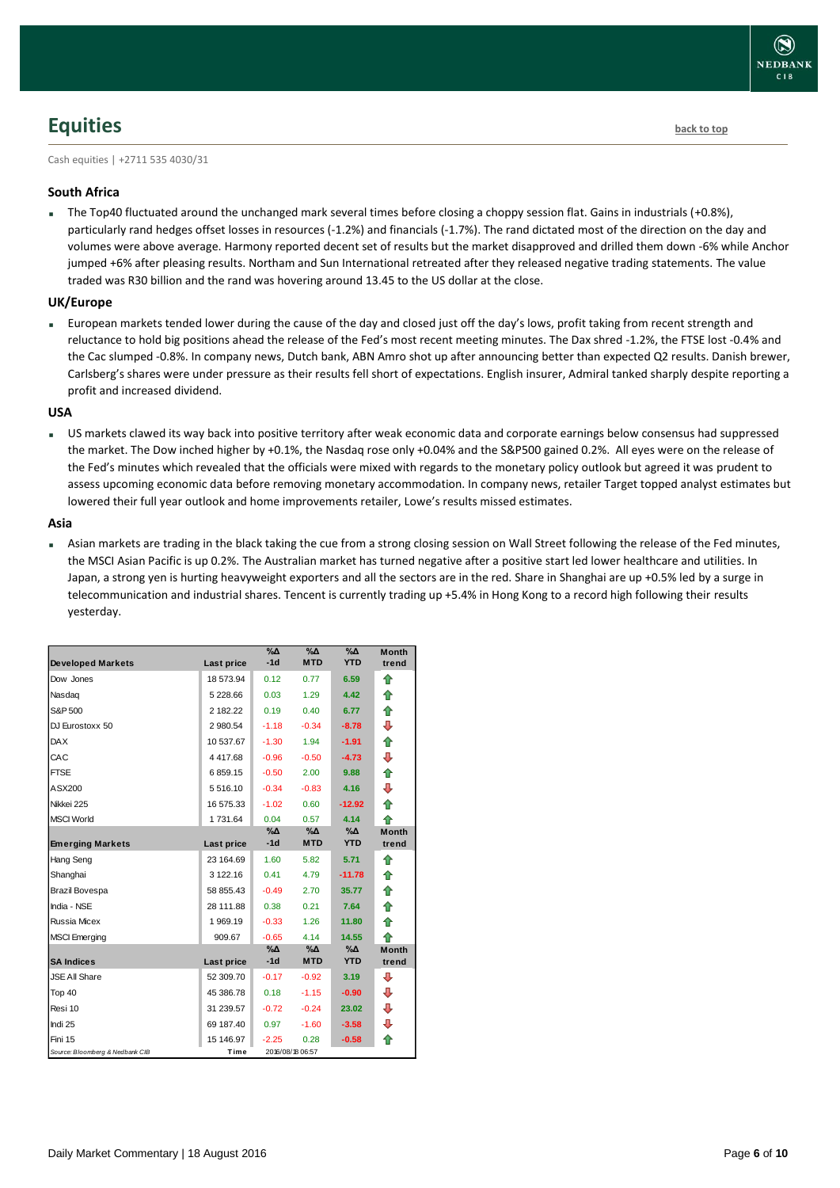# Equities

back to top

Cash equities | +2711 535 4030/31

### South Africa

- The Top40 fluctuated around the unchanged mark several times before closing a choppy session flat. Gains in industrials (+0.8%), particularly rand hedges offset losses in resources (-1.2%) and financials (-1.7%). The rand dictated most of the direction on the day and volumes were above average. Harmony reported decent set of results but the market disapproved and drilled them down -6% while Anchor jumped +6% after pleasing results. Northam and Sun International retreated after they released negative trading statements. The value traded was R30 billion and the rand was hovering around 13.45 to the US dollar at the close.

### UK/Europe

- European markets tended lower during the cause of the day and closed just off the day's lows, profit taking from recent strength and reluctance to hold big positions ahead the release of the Fed's most recent meeting minutes. The Dax shred -1.2%, the FTSE lost -0.4% and the Cac slumped -0.8%. In company news, Dutch bank, ABN Amro shot up after announcing better than expected Q2 results. Danish brewer, Carlsberg's shares were under pressure as their results fell short of expectations. English insurer, Admiral tanked sharply despite reporting a profit and increased dividend.

### USA

- US markets clawed its way back into positive territory after weak economic data and corporate earnings below consensus had suppressed the market. The Dow inched higher by +0.1%, the Nasdaq rose only +0.04% and the S&P500 gained 0.2%. All eyes were on the release of the Fed's minutes which revealed that the officials were mixed with regards to the monetary policy outlook but agreed it was prudent to assess upcoming economic data before removing monetary accommodation. In company news, retailer Target topped analyst estimates but lowered their full year outlook and home improvements retailer, Lowe's results missed estimates.

### Asia

- Asian markets are trading in the black taking the cue from a strong closing session on Wall Street following the release of the Fed minutes, the MSCI Asian Pacific is up 0.2%. The Australian market has turned negative after a positive start led lower healthcare and utilities. In Japan, a strong yen is hurting heavyweight exporters and all the sectors are in the red. Share in Shanghai are up +0.5% led by a surge in telecommunication and industrial shares. Tencent is currently trading up +5.4% in Hong Kong to a record high following their results yesterday.

| Developed Markets | Last price | %Δ -1d | %Δ MTD | %Δ YTD | Month trend |
|---|---|---|---|---|---|
| Dow Jones | 18 573.94 | 0.12 | 0.77 | 6.59 | ⇧ |
| Nasdaq | 5 228.66 | 0.03 | 1.29 | 4.42 | ⇧ |
| S&P 500 | 2 182.22 | 0.19 | 0.40 | 6.77 | ⇧ |
| DJ Eurostoxx 50 | 2 980.54 | -1.18 | -0.34 | -8.78 | ⇩ |
| DAX | 10 537.67 | -1.30 | 1.94 | -1.91 | ⇧ |
| CAC | 4 417.68 | -0.96 | -0.50 | -4.73 | ⇩ |
| FTSE | 6 859.15 | -0.50 | 2.00 | 9.88 | ⇧ |
| ASX200 | 5 516.10 | -0.34 | -0.83 | 4.16 | ⇩ |
| Nikkei 225 | 16 575.33 | -1.02 | 0.60 | -12.92 | ⇧ |
| MSCI World | 1 731.64 | 0.04 | 0.57 | 4.14 | ⇧ |
| **Emerging Markets** | **Last price** | **%Δ -1d** | **%Δ MTD** | **%Δ YTD** | **Month trend** |
| Hang Seng | 23 164.69 | 1.60 | 5.82 | 5.71 | ⇧ |
| Shanghai | 3 122.16 | 0.41 | 4.79 | -11.78 | ⇧ |
| Brazil Bovespa | 58 855.43 | -0.49 | 2.70 | 35.77 | ⇧ |
| India - NSE | 28 111.88 | 0.38 | 0.21 | 7.64 | ⇧ |
| Russia Micex | 1 969.19 | -0.33 | 1.26 | 11.80 | ⇧ |
| MSCI Emerging | 909.67 | -0.65 | 4.14 | 14.55 | ⇧ |
| **SA Indices** | **Last price** | **%Δ -1d** | **%Δ MTD** | **%Δ YTD** | **Month trend** |
| JSE All Share | 52 309.70 | -0.17 | -0.92 | 3.19 | ⇩ |
| Top 40 | 45 386.78 | 0.18 | -1.15 | -0.90 | ⇩ |
| Resi 10 | 31 239.57 | -0.72 | -0.24 | 23.02 | ⇩ |
| Indi 25 | 69 187.40 | 0.97 | -1.60 | -3.58 | ⇩ |
| Fini 15 | 15 146.97 | -2.25 | 0.28 | -0.58 | ⇧ |
| Source: Bloomberg & Nedbank CIB | Time | 2016/08/18 06:57 | | | |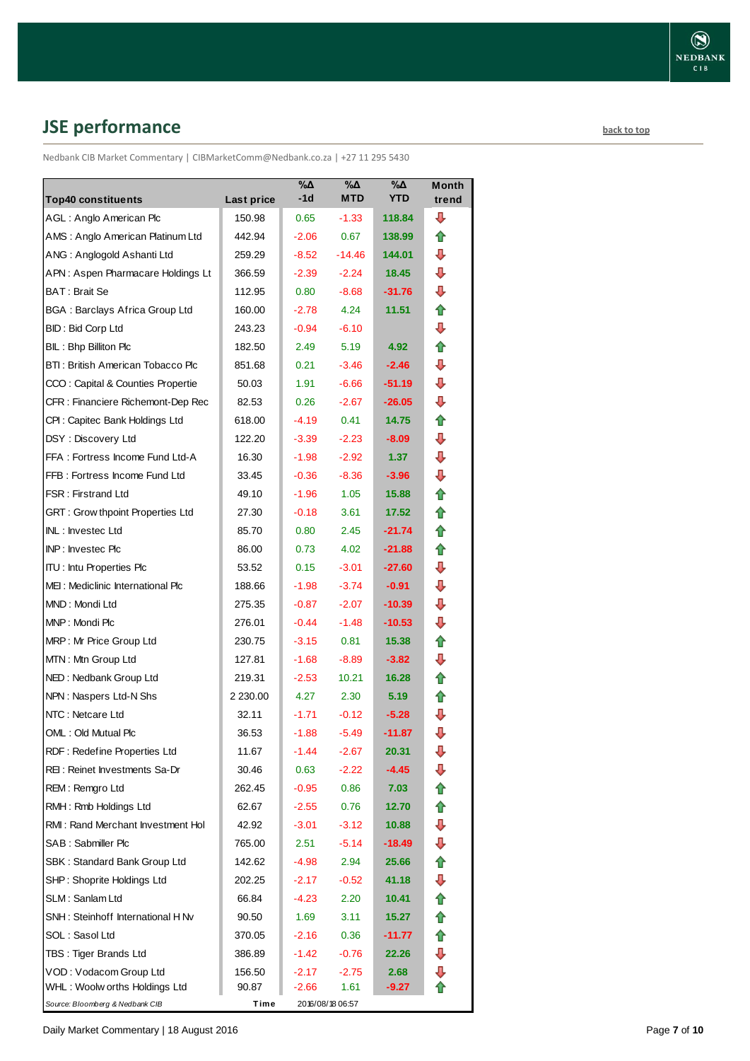## JSE performance

back to top

Nedbank CIB Market Commentary | CIBMarketComm@Nedbank.co.za | +27 11 295 5430

| Top40 constituents | Last price | %Δ -1d | %Δ MTD | %Δ YTD | Month trend |
|---|---|---|---|---|---|
| AGL : Anglo American Plc | 150.98 | 0.65 | -1.33 | 118.84 | ⇩ |
| AMS : Anglo American Platinum Ltd | 442.94 | -2.06 | 0.67 | 138.99 | ⇧ |
| ANG : Anglogold Ashanti Ltd | 259.29 | -8.52 | -14.46 | 144.01 | ⇩ |
| APN : Aspen Pharmacare Holdings Lt | 366.59 | -2.39 | -2.24 | 18.45 | ⇩ |
| BAT : Brait Se | 112.95 | 0.80 | -8.68 | -31.76 | ⇩ |
| BGA : Barclays Africa Group Ltd | 160.00 | -2.78 | 4.24 | 11.51 | ⇧ |
| BID : Bid Corp Ltd | 243.23 | -0.94 | -6.10 | | ⇩ |
| BIL : Bhp Billiton Plc | 182.50 | 2.49 | 5.19 | 4.92 | ⇧ |
| BTI : British American Tobacco Plc | 851.68 | 0.21 | -3.46 | -2.46 | ⇩ |
| CCO : Capital & Counties Propertie | 50.03 | 1.91 | -6.66 | -51.19 | ⇩ |
| CFR : Financiere Richemont-Dep Rec | 82.53 | 0.26 | -2.67 | -26.05 | ⇩ |
| CPI : Capitec Bank Holdings Ltd | 618.00 | -4.19 | 0.41 | 14.75 | ⇧ |
| DSY : Discovery Ltd | 122.20 | -3.39 | -2.23 | -8.09 | ⇩ |
| FFA : Fortress Income Fund Ltd-A | 16.30 | -1.98 | -2.92 | 1.37 | ⇩ |
| FFB : Fortress Income Fund Ltd | 33.45 | -0.36 | -8.36 | -3.96 | ⇩ |
| FSR : Firstrand Ltd | 49.10 | -1.96 | 1.05 | 15.88 | ⇧ |
| GRT : Growthpoint Properties Ltd | 27.30 | -0.18 | 3.61 | 17.52 | ⇧ |
| INL : Investec Ltd | 85.70 | 0.80 | 2.45 | -21.74 | ⇧ |
| INP : Investec Plc | 86.00 | 0.73 | 4.02 | -21.88 | ⇧ |
| ITU : Intu Properties Plc | 53.52 | 0.15 | -3.01 | -27.60 | ⇩ |
| MEI : Mediclinic International Plc | 188.66 | -1.98 | -3.74 | -0.91 | ⇩ |
| MND : Mondi Ltd | 275.35 | -0.87 | -2.07 | -10.39 | ⇩ |
| MNP : Mondi Plc | 276.01 | -0.44 | -1.48 | -10.53 | ⇩ |
| MRP : Mr Price Group Ltd | 230.75 | -3.15 | 0.81 | 15.38 | ⇧ |
| MTN : Mtn Group Ltd | 127.81 | -1.68 | -8.89 | -3.82 | ⇩ |
| NED : Nedbank Group Ltd | 219.31 | -2.53 | 10.21 | 16.28 | ⇧ |
| NPN : Naspers Ltd-N Shs | 2 230.00 | 4.27 | 2.30 | 5.19 | ⇧ |
| NTC : Netcare Ltd | 32.11 | -1.71 | -0.12 | -5.28 | ⇩ |
| OML : Old Mutual Plc | 36.53 | -1.88 | -5.49 | -11.87 | ⇩ |
| RDF : Redefine Properties Ltd | 11.67 | -1.44 | -2.67 | 20.31 | ⇩ |
| REI : Reinet Investments Sa-Dr | 30.46 | 0.63 | -2.22 | -4.45 | ⇩ |
| REM : Remgro Ltd | 262.45 | -0.95 | 0.86 | 7.03 | ⇧ |
| RMH : Rmb Holdings Ltd | 62.67 | -2.55 | 0.76 | 12.70 | ⇧ |
| RMI : Rand Merchant Investment Hol | 42.92 | -3.01 | -3.12 | 10.88 | ⇩ |
| SAB : Sabmiller Plc | 765.00 | 2.51 | -5.14 | -18.49 | ⇩ |
| SBK : Standard Bank Group Ltd | 142.62 | -4.98 | 2.94 | 25.66 | ⇧ |
| SHP : Shoprite Holdings Ltd | 202.25 | -2.17 | -0.52 | 41.18 | ⇩ |
| SLM : Sanlam Ltd | 66.84 | -4.23 | 2.20 | 10.41 | ⇧ |
| SNH : Steinhoff International H Nv | 90.50 | 1.69 | 3.11 | 15.27 | ⇧ |
| SOL : Sasol Ltd | 370.05 | -2.16 | 0.36 | -11.77 | ⇧ |
| TBS : Tiger Brands Ltd | 386.89 | -1.42 | -0.76 | 22.26 | ⇩ |
| VOD : Vodacom Group Ltd | 156.50 | -2.17 | -2.75 | 2.68 | ⇩ |
| WHL : Woolworths Holdings Ltd | 90.87 | -2.66 | 1.61 | -9.27 | ⇧ |

*Source: Bloomberg & Nedbank CIB* Time 2016/08/18 06:57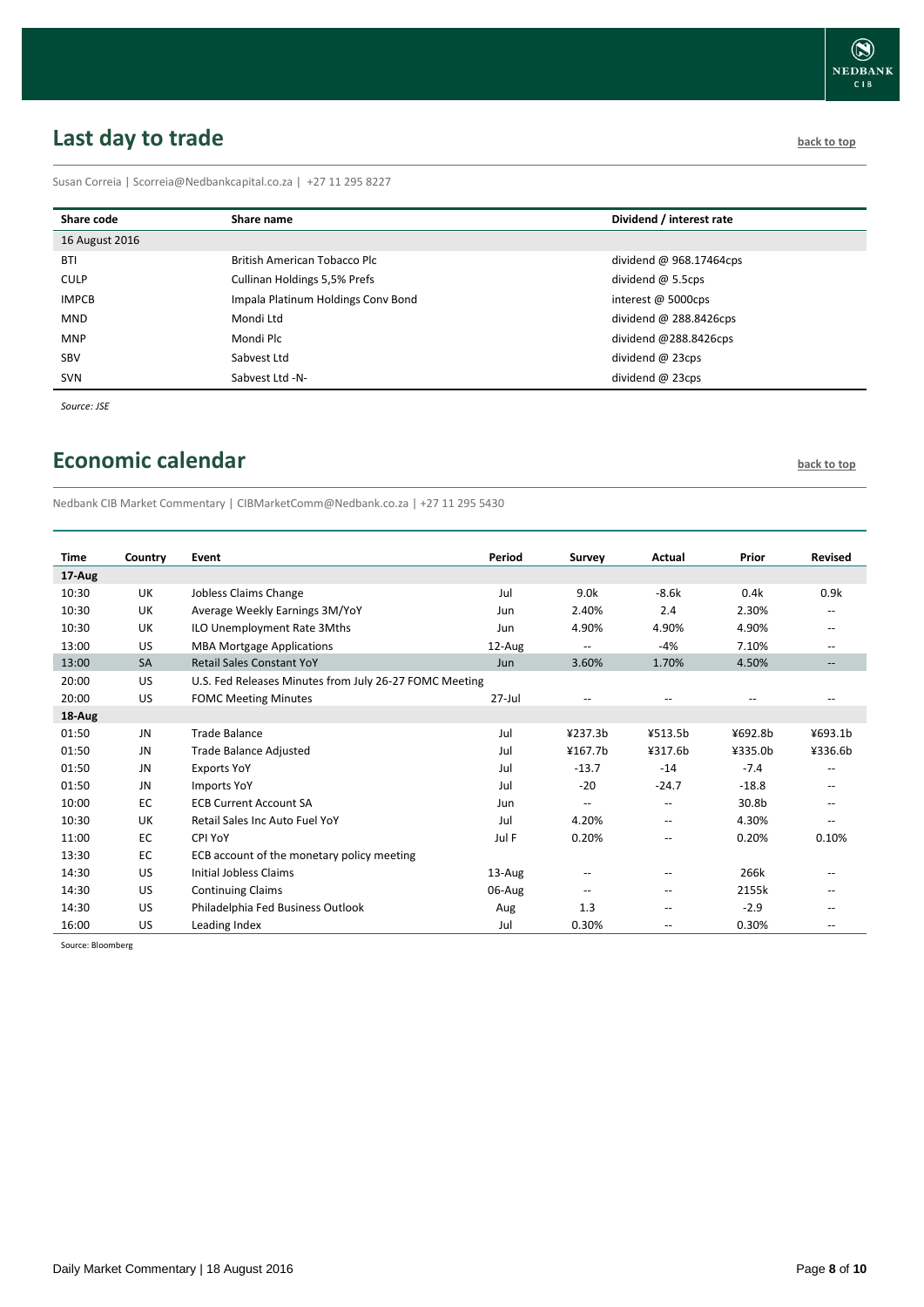## Last day to trade

back to top

Susan Correia | Scorreia@Nedbankcapital.co.za | +27 11 295 8227

| Share code | Share name | Dividend / interest rate |
|---|---|---|
| 16 August 2016 | | |
| BTI | British American Tobacco Plc | dividend @ 968.17464cps |
| CULP | Cullinan Holdings 5,5% Prefs | dividend @ 5.5cps |
| IMPCB | Impala Platinum Holdings Conv Bond | interest @ 5000cps |
| MND | Mondi Ltd | dividend @ 288.8426cps |
| MNP | Mondi Plc | dividend @288.8426cps |
| SBV | Sabvest Ltd | dividend @ 23cps |
| SVN | Sabvest Ltd -N- | dividend @ 23cps |

*Source: JSE*

## Economic calendar

back to top

Nedbank CIB Market Commentary | CIBMarketComm@Nedbank.co.za | +27 11 295 5430

| Time | Country | Event | Period | Survey | Actual | Prior | Revised |
|---|---|---|---|---|---|---|---|
| 17-Aug | | | | | | | |
| 10:30 | UK | Jobless Claims Change | Jul | 9.0k | -8.6k | 0.4k | 0.9k |
| 10:30 | UK | Average Weekly Earnings 3M/YoY | Jun | 2.40% | 2.4 | 2.30% | -- |
| 10:30 | UK | ILO Unemployment Rate 3Mths | Jun | 4.90% | 4.90% | 4.90% | -- |
| 13:00 | US | MBA Mortgage Applications | 12-Aug | -- | -4% | 7.10% | -- |
| 13:00 | SA | Retail Sales Constant YoY | Jun | 3.60% | 1.70% | 4.50% | -- |
| 20:00 | US | U.S. Fed Releases Minutes from July 26-27 FOMC Meeting | | | | | |
| 20:00 | US | FOMC Meeting Minutes | 27-Jul | -- | -- | -- | -- |
| 18-Aug | | | | | | | |
| 01:50 | JN | Trade Balance | Jul | ¥237.3b | ¥513.5b | ¥692.8b | ¥693.1b |
| 01:50 | JN | Trade Balance Adjusted | Jul | ¥167.7b | ¥317.6b | ¥335.0b | ¥336.6b |
| 01:50 | JN | Exports YoY | Jul | -13.7 | -14 | -7.4 | -- |
| 01:50 | JN | Imports YoY | Jul | -20 | -24.7 | -18.8 | -- |
| 10:00 | EC | ECB Current Account SA | Jun | -- | -- | 30.8b | -- |
| 10:30 | UK | Retail Sales Inc Auto Fuel YoY | Jul | 4.20% | -- | 4.30% | -- |
| 11:00 | EC | CPI YoY | Jul F | 0.20% | -- | 0.20% | 0.10% |
| 13:30 | EC | ECB account of the monetary policy meeting | | | | | |
| 14:30 | US | Initial Jobless Claims | 13-Aug | -- | -- | 266k | -- |
| 14:30 | US | Continuing Claims | 06-Aug | -- | -- | 2155k | -- |
| 14:30 | US | Philadelphia Fed Business Outlook | Aug | 1.3 | -- | -2.9 | -- |
| 16:00 | US | Leading Index | Jul | 0.30% | -- | 0.30% | -- |

Source: Bloomberg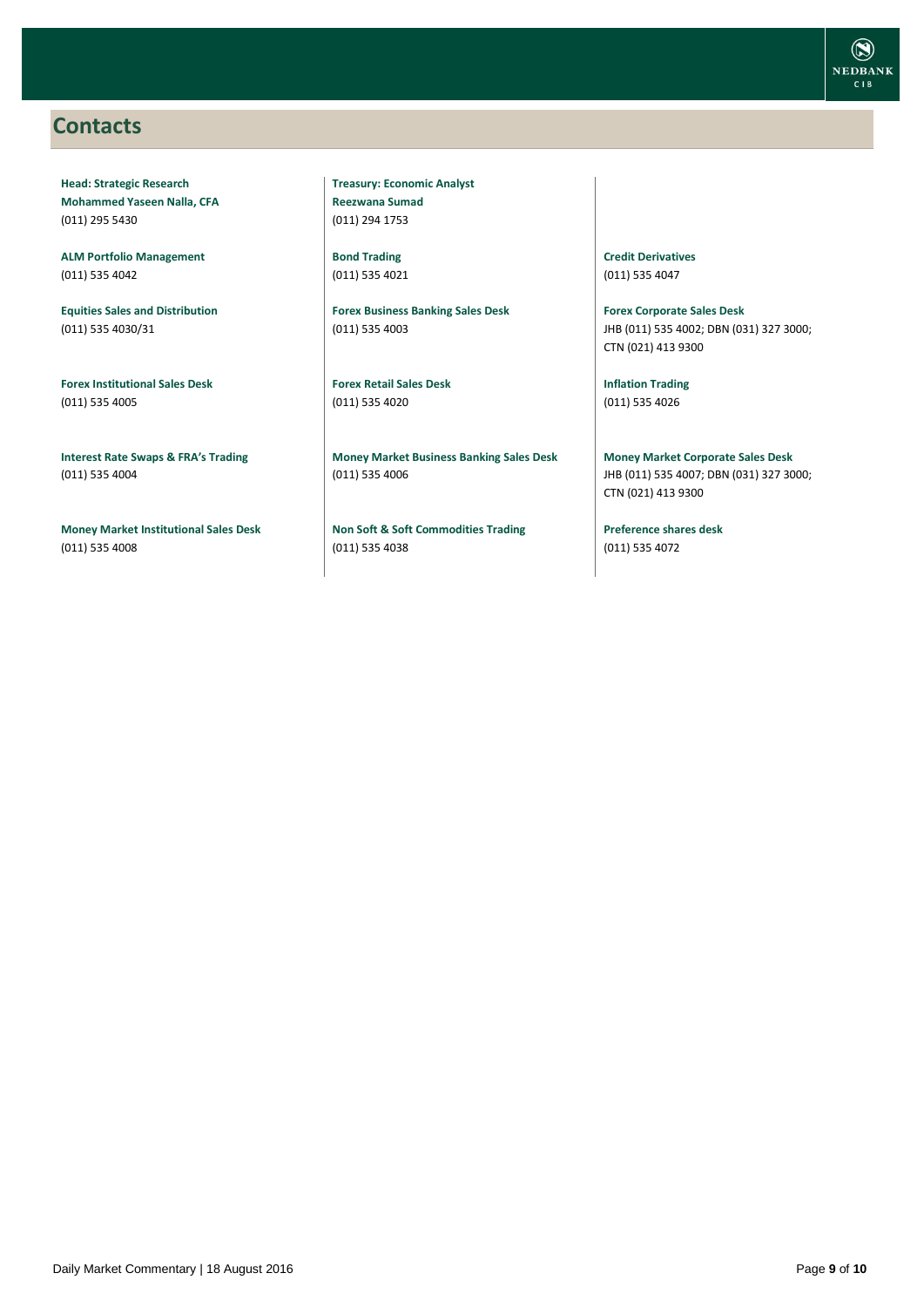## Contacts

**Head: Strategic Research**
**Mohammed Yaseen Nalla, CFA**
(011) 295 5430

**ALM Portfolio Management**
(011) 535 4042

**Equities Sales and Distribution**
(011) 535 4030/31

**Forex Institutional Sales Desk**
(011) 535 4005

**Interest Rate Swaps & FRA's Trading**
(011) 535 4004

**Money Market Institutional Sales Desk**
(011) 535 4008

**Treasury: Economic Analyst**
**Reezwana Sumad**
(011) 294 1753

**Bond Trading**
(011) 535 4021

**Forex Business Banking Sales Desk**
(011) 535 4003

**Forex Retail Sales Desk**
(011) 535 4020

**Money Market Business Banking Sales Desk**
(011) 535 4006

**Non Soft & Soft Commodities Trading**
(011) 535 4038

**Credit Derivatives**
(011) 535 4047

**Forex Corporate Sales Desk**
JHB (011) 535 4002; DBN (031) 327 3000; CTN (021) 413 9300

**Inflation Trading**
(011) 535 4026

**Money Market Corporate Sales Desk**
JHB (011) 535 4007; DBN (031) 327 3000; CTN (021) 413 9300

**Preference shares desk**
(011) 535 4072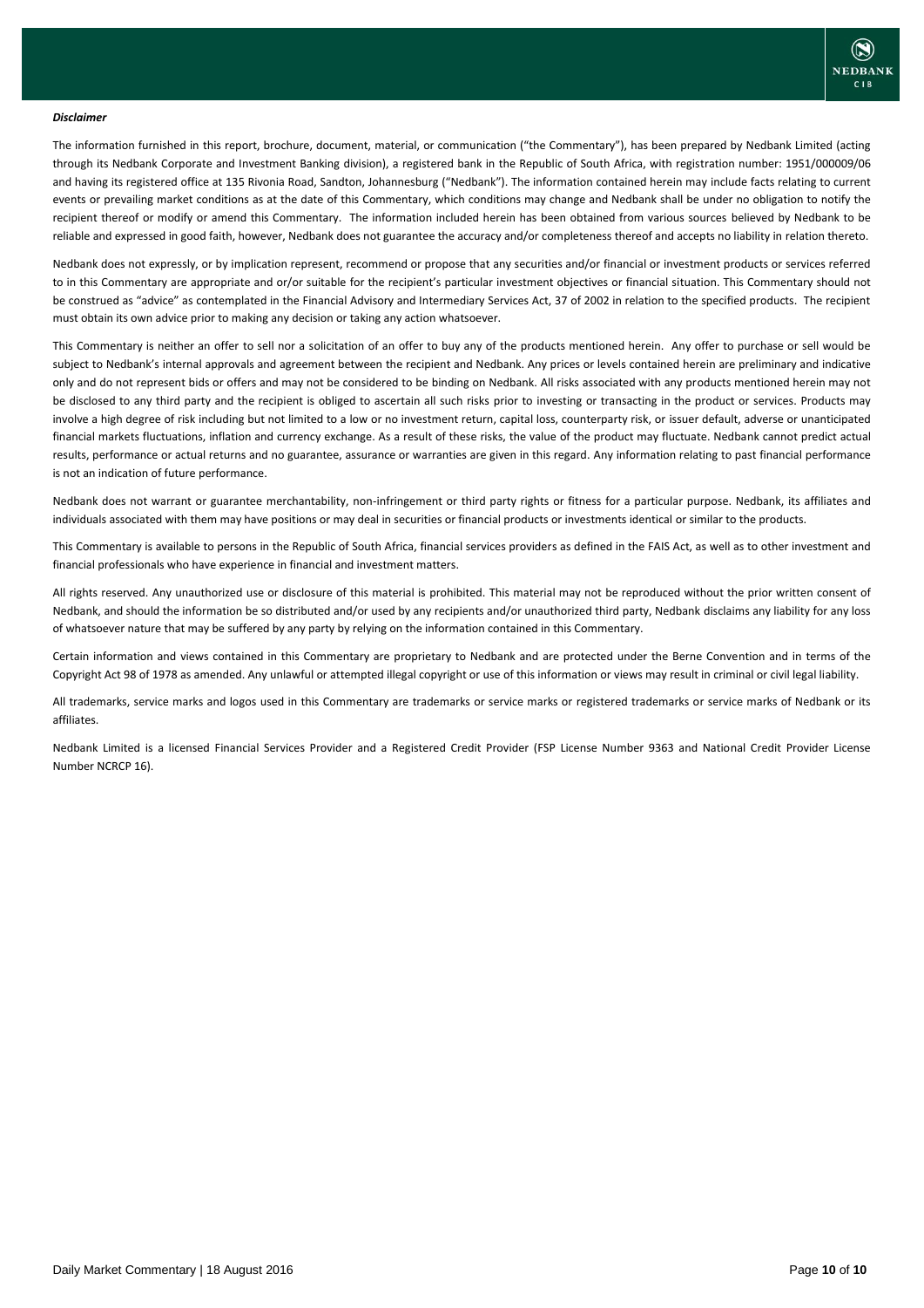***Disclaimer***

The information furnished in this report, brochure, document, material, or communication ("the Commentary"), has been prepared by Nedbank Limited (acting through its Nedbank Corporate and Investment Banking division), a registered bank in the Republic of South Africa, with registration number: 1951/000009/06 and having its registered office at 135 Rivonia Road, Sandton, Johannesburg ("Nedbank"). The information contained herein may include facts relating to current events or prevailing market conditions as at the date of this Commentary, which conditions may change and Nedbank shall be under no obligation to notify the recipient thereof or modify or amend this Commentary. The information included herein has been obtained from various sources believed by Nedbank to be reliable and expressed in good faith, however, Nedbank does not guarantee the accuracy and/or completeness thereof and accepts no liability in relation thereto.

Nedbank does not expressly, or by implication represent, recommend or propose that any securities and/or financial or investment products or services referred to in this Commentary are appropriate and or/or suitable for the recipient's particular investment objectives or financial situation. This Commentary should not be construed as "advice" as contemplated in the Financial Advisory and Intermediary Services Act, 37 of 2002 in relation to the specified products. The recipient must obtain its own advice prior to making any decision or taking any action whatsoever.

This Commentary is neither an offer to sell nor a solicitation of an offer to buy any of the products mentioned herein. Any offer to purchase or sell would be subject to Nedbank's internal approvals and agreement between the recipient and Nedbank. Any prices or levels contained herein are preliminary and indicative only and do not represent bids or offers and may not be considered to be binding on Nedbank. All risks associated with any products mentioned herein may not be disclosed to any third party and the recipient is obliged to ascertain all such risks prior to investing or transacting in the product or services. Products may involve a high degree of risk including but not limited to a low or no investment return, capital loss, counterparty risk, or issuer default, adverse or unanticipated financial markets fluctuations, inflation and currency exchange. As a result of these risks, the value of the product may fluctuate. Nedbank cannot predict actual results, performance or actual returns and no guarantee, assurance or warranties are given in this regard. Any information relating to past financial performance is not an indication of future performance.

Nedbank does not warrant or guarantee merchantability, non-infringement or third party rights or fitness for a particular purpose. Nedbank, its affiliates and individuals associated with them may have positions or may deal in securities or financial products or investments identical or similar to the products.

This Commentary is available to persons in the Republic of South Africa, financial services providers as defined in the FAIS Act, as well as to other investment and financial professionals who have experience in financial and investment matters.

All rights reserved. Any unauthorized use or disclosure of this material is prohibited. This material may not be reproduced without the prior written consent of Nedbank, and should the information be so distributed and/or used by any recipients and/or unauthorized third party, Nedbank disclaims any liability for any loss of whatsoever nature that may be suffered by any party by relying on the information contained in this Commentary.

Certain information and views contained in this Commentary are proprietary to Nedbank and are protected under the Berne Convention and in terms of the Copyright Act 98 of 1978 as amended. Any unlawful or attempted illegal copyright or use of this information or views may result in criminal or civil legal liability.

All trademarks, service marks and logos used in this Commentary are trademarks or service marks or registered trademarks or service marks of Nedbank or its affiliates.

Nedbank Limited is a licensed Financial Services Provider and a Registered Credit Provider (FSP License Number 9363 and National Credit Provider License Number NCRCP 16).